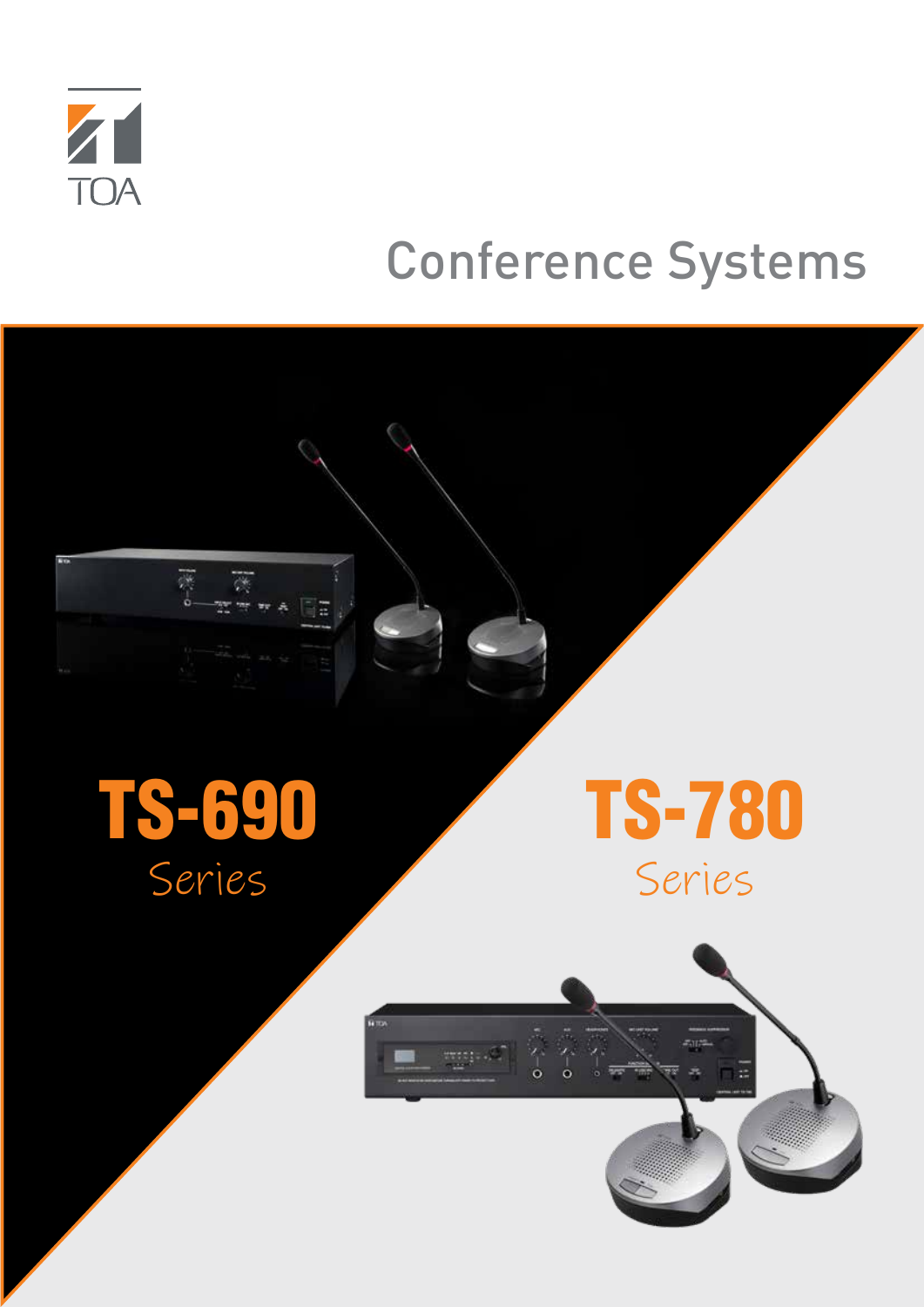TOA

# Conference Systems

## TS-690
Series

## TS-780
Series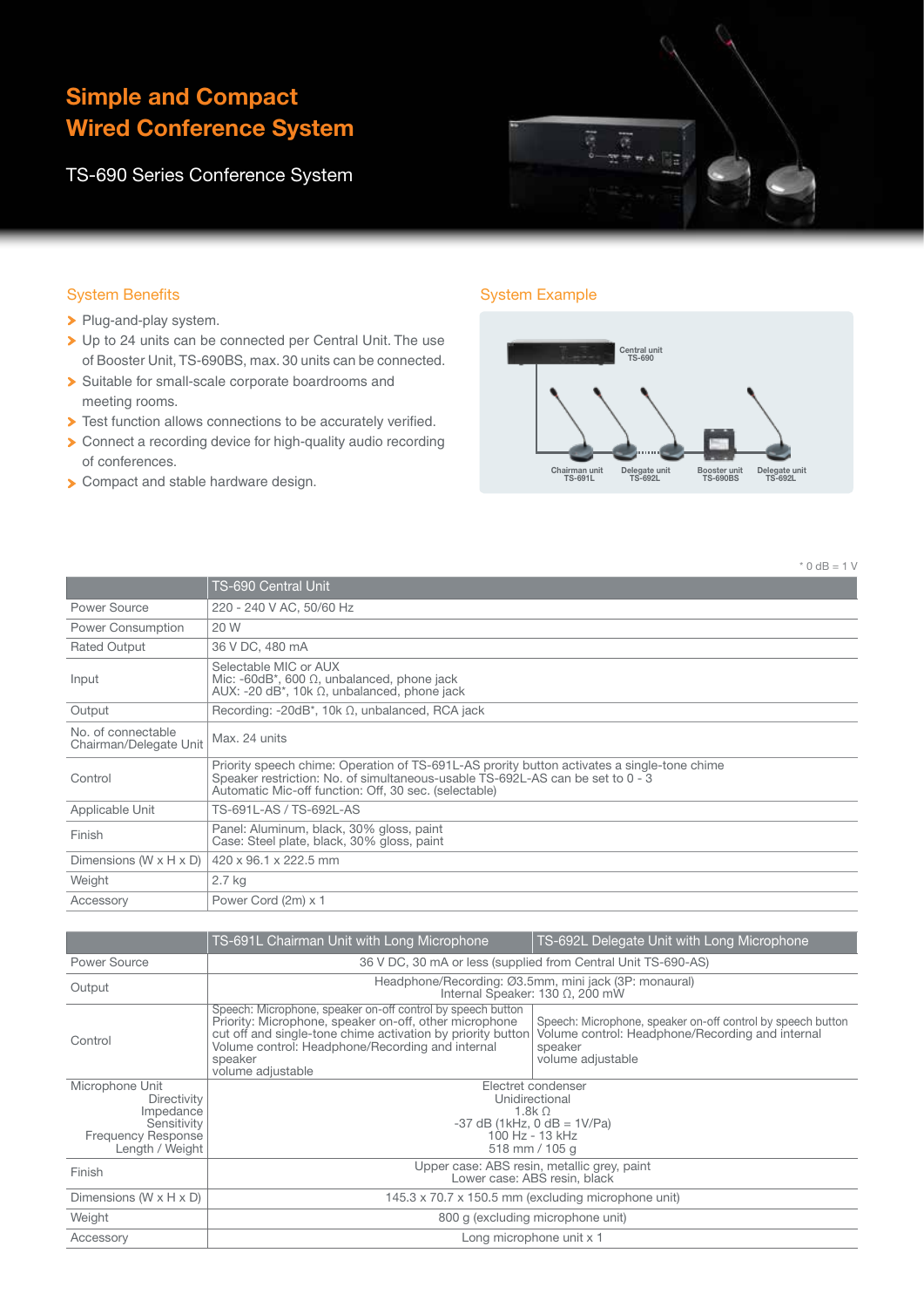# Simple and Compact Wired Conference System

TS-690 Series Conference System

## System Benefits

- Plug-and-play system.
- Up to 24 units can be connected per Central Unit. The use of Booster Unit, TS-690BS, max. 30 units can be connected.
- Suitable for small-scale corporate boardrooms and meeting rooms.
- Test function allows connections to be accurately verified.
- Connect a recording device for high-quality audio recording of conferences.
- Compact and stable hardware design.

## System Example

Central unit TS-690

Chairman unit TS-691L | Delegate unit TS-692L | Booster unit TS-690BS | Delegate unit TS-692L

\* 0 dB = 1 V

| | TS-690 Central Unit |
|---|---|
| Power Source | 220 - 240 V AC, 50/60 Hz |
| Power Consumption | 20 W |
| Rated Output | 36 V DC, 480 mA |
| Input | Selectable MIC or AUX<br>Mic: -60dB*, 600 Ω, unbalanced, phone jack<br>AUX: -20 dB*, 10k Ω, unbalanced, phone jack |
| Output | Recording: -20dB*, 10k Ω, unbalanced, RCA jack |
| No. of connectable Chairman/Delegate Unit | Max. 24 units |
| Control | Priority speech chime: Operation of TS-691L-AS prority button activates a single-tone chime<br>Speaker restriction: No. of simultaneous-usable TS-692L-AS can be set to 0 - 3<br>Automatic Mic-off function: Off, 30 sec. (selectable) |
| Applicable Unit | TS-691L-AS / TS-692L-AS |
| Finish | Panel: Aluminum, black, 30% gloss, paint<br>Case: Steel plate, black, 30% gloss, paint |
| Dimensions (W x H x D) | 420 x 96.1 x 222.5 mm |
| Weight | 2.7 kg |
| Accessory | Power Cord (2m) x 1 |

| | TS-691L Chairman Unit with Long Microphone | TS-692L Delegate Unit with Long Microphone |
|---|---|---|
| Power Source | 36 V DC, 30 mA or less (supplied from Central Unit TS-690-AS) | |
| Output | Headphone/Recording: Ø3.5mm, mini jack (3P: monaural)<br>Internal Speaker: 130 Ω, 200 mW | |
| Control | Speech: Microphone, speaker on-off control by speech button<br>Priority: Microphone, speaker on-off, other microphone cut off and single-tone chime activation by priority button<br>Volume control: Headphone/Recording and internal speaker<br>volume adjustable | Speech: Microphone, speaker on-off control by speech button<br>Volume control: Headphone/Recording and internal speaker<br>volume adjustable |
| Microphone Unit<br>Directivity<br>Impedance<br>Sensitivity<br>Frequency Response<br>Length / Weight | Electret condenser<br>Unidirectional<br>1.8k Ω<br>-37 dB (1kHz, 0 dB = 1V/Pa)<br>100 Hz - 13 kHz<br>518 mm / 105 g | |
| Finish | Upper case: ABS resin, metallic grey, paint<br>Lower case: ABS resin, black | |
| Dimensions (W x H x D) | 145.3 x 70.7 x 150.5 mm (excluding microphone unit) | |
| Weight | 800 g (excluding microphone unit) | |
| Accessory | Long microphone unit x 1 | |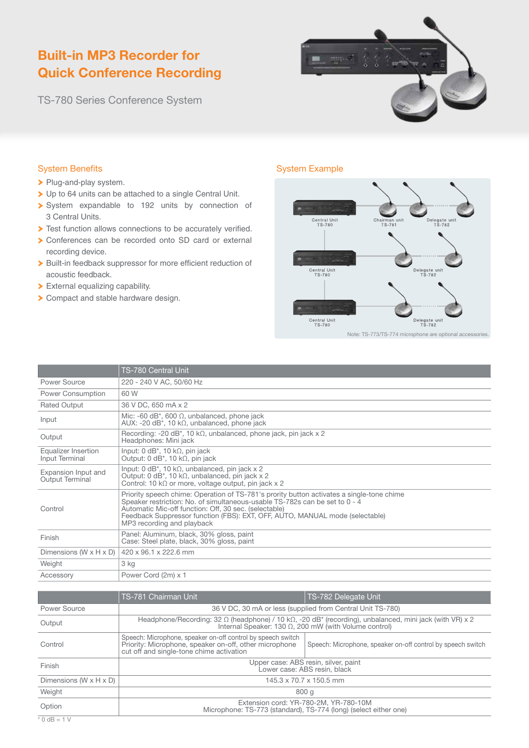# Built-in MP3 Recorder for Quick Conference Recording

TS-780 Series Conference System

## System Benefits

- Plug-and-play system.
- Up to 64 units can be attached to a single Central Unit.
- System expandable to 192 units by connection of 3 Central Units.
- Test function allows connections to be accurately verified.
- Conferences can be recorded onto SD card or external recording device.
- Built-in feedback suppressor for more efficient reduction of acoustic feedback.
- External equalizing capability.
- Compact and stable hardware design.

## System Example

Central Unit TS-780 — Chairman unit TS-781 — Delegate unit TS-782

Central Unit TS-780 — Delegate unit TS-782

Central Unit TS-780 — Delegate unit TS-782

Note: TS-773/TS-774 microphone are optional accessories.

| | TS-780 Central Unit |
|---|---|
| Power Source | 220 - 240 V AC, 50/60 Hz |
| Power Consumption | 60 W |
| Rated Output | 36 V DC, 650 mA x 2 |
| Input | Mic: -60 dB*, 600 Ω, unbalanced, phone jack<br>AUX: -20 dB*, 10 kΩ, unbalanced, phone jack |
| Output | Recording: -20 dB*, 10 kΩ, unbalanced, phone jack, pin jack x 2<br>Headphones: Mini jack |
| Equalizer Insertion Input Terminal | Input: 0 dB*, 10 kΩ, pin jack<br>Output: 0 dB*, 10 kΩ, pin jack |
| Expansion Input and Output Terminal | Input: 0 dB*, 10 kΩ, unbalanced, pin jack x 2<br>Output: 0 dB*, 10 kΩ, unbalanced, pin jack x 2<br>Control: 10 kΩ or more, voltage output, pin jack x 2 |
| Control | Priority speech chime: Operation of TS-781's prority button activates a single-tone chime<br>Speaker restriction: No. of simultaneous-usable TS-782s can be set to 0 - 4<br>Automatic Mic-off function: Off, 30 sec. (selectable)<br>Feedback Suppressor function (FBS): EXT, OFF, AUTO, MANUAL mode (selectable)<br>MP3 recording and playback |
| Finish | Panel: Aluminum, black, 30% gloss, paint<br>Case: Steel plate, black, 30% gloss, paint |
| Dimensions (W x H x D) | 420 x 96.1 x 222.6 mm |
| Weight | 3 kg |
| Accessory | Power Cord (2m) x 1 |

| | TS-781 Chairman Unit | TS-782 Delegate Unit |
|---|---|---|
| Power Source | 36 V DC, 30 mA or less (supplied from Central Unit TS-780) | |
| Output | Headphone/Recording: 32 Ω (headphone) / 10 kΩ, -20 dB* (recording), unbalanced, mini jack (with VR) x 2<br>Internal Speaker: 130 Ω, 200 mW (with Volume control) | |
| Control | Speech: Microphone, speaker on-off control by speech switch<br>Priority: Microphone, speaker on-off, other microphone cut off and single-tone chime activation | Speech: Microphone, speaker on-off control by speech switch |
| Finish | Upper case: ABS resin, silver, paint<br>Lower case: ABS resin, black | |
| Dimensions (W x H x D) | 145.3 x 70.7 x 150.5 mm | |
| Weight | 800 g | |
| Option | Extension cord: YR-780-2M, YR-780-10M<br>Microphone: TS-773 (standard), TS-774 (long) (select either one) | |

* 0 dB = 1 V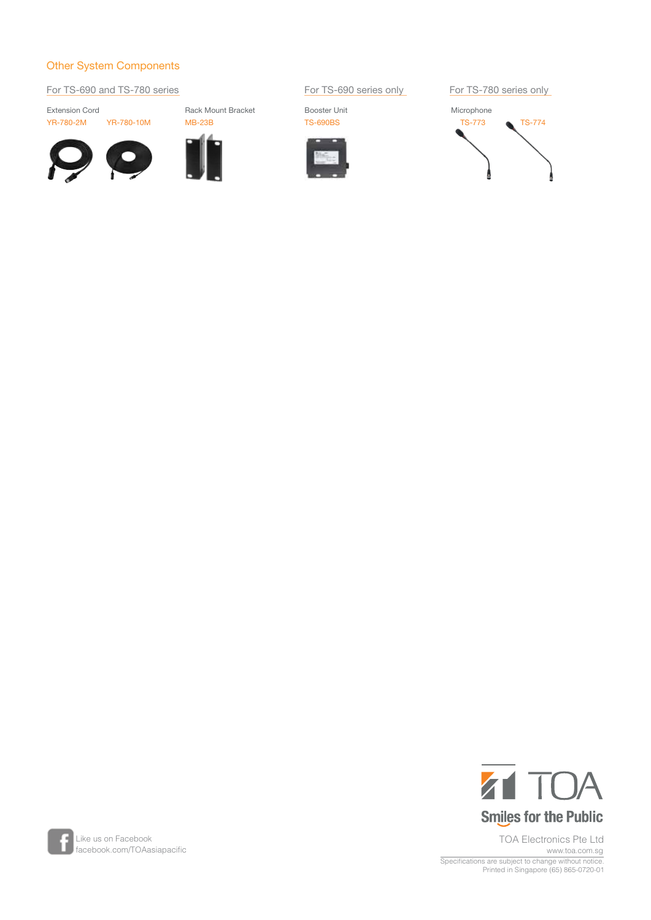## Other System Components

### For TS-690 and TS-780 series

Extension Cord

YR-780-2M YR-780-10M

Rack Mount Bracket

MB-23B

### For TS-690 series only

Booster Unit

TS-690BS

### For TS-780 series only

Microphone

TS-773 TS-774

Like us on Facebook
facebook.com/TOAasiapacific

TOA

Smiles for the Public

TOA Electronics Pte Ltd
www.toa.com.sg

Specifications are subject to change without notice.
Printed in Singapore (65) 865-0720-01